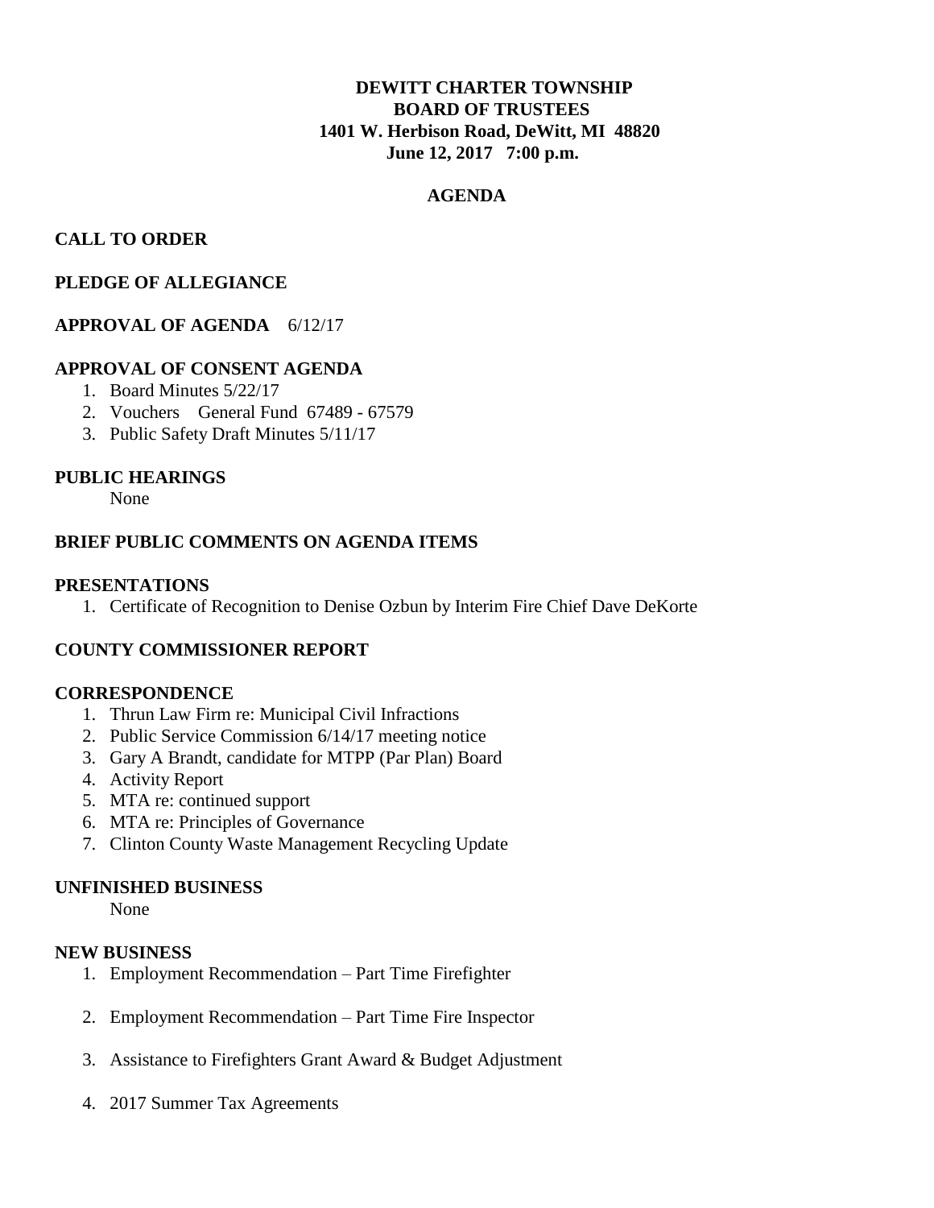**DEWITT CHARTER TOWNSHIP**
**BOARD OF TRUSTEES**
**1401 W. Herbison Road, DeWitt, MI 48820**
**June 12, 2017 7:00 p.m.**

**AGENDA**

**CALL TO ORDER**

**PLEDGE OF ALLEGIANCE**

**APPROVAL OF AGENDA** 6/12/17

**APPROVAL OF CONSENT AGENDA**

1. Board Minutes 5/22/17
2. Vouchers General Fund 67489 - 67579
3. Public Safety Draft Minutes 5/11/17

**PUBLIC HEARINGS**

None

**BRIEF PUBLIC COMMENTS ON AGENDA ITEMS**

**PRESENTATIONS**

1. Certificate of Recognition to Denise Ozbun by Interim Fire Chief Dave DeKorte

**COUNTY COMMISSIONER REPORT**

**CORRESPONDENCE**

1. Thrun Law Firm re: Municipal Civil Infractions
2. Public Service Commission 6/14/17 meeting notice
3. Gary A Brandt, candidate for MTPP (Par Plan) Board
4. Activity Report
5. MTA re: continued support
6. MTA re: Principles of Governance
7. Clinton County Waste Management Recycling Update

**UNFINISHED BUSINESS**

None

**NEW BUSINESS**

1. Employment Recommendation – Part Time Firefighter
2. Employment Recommendation – Part Time Fire Inspector
3. Assistance to Firefighters Grant Award & Budget Adjustment
4. 2017 Summer Tax Agreements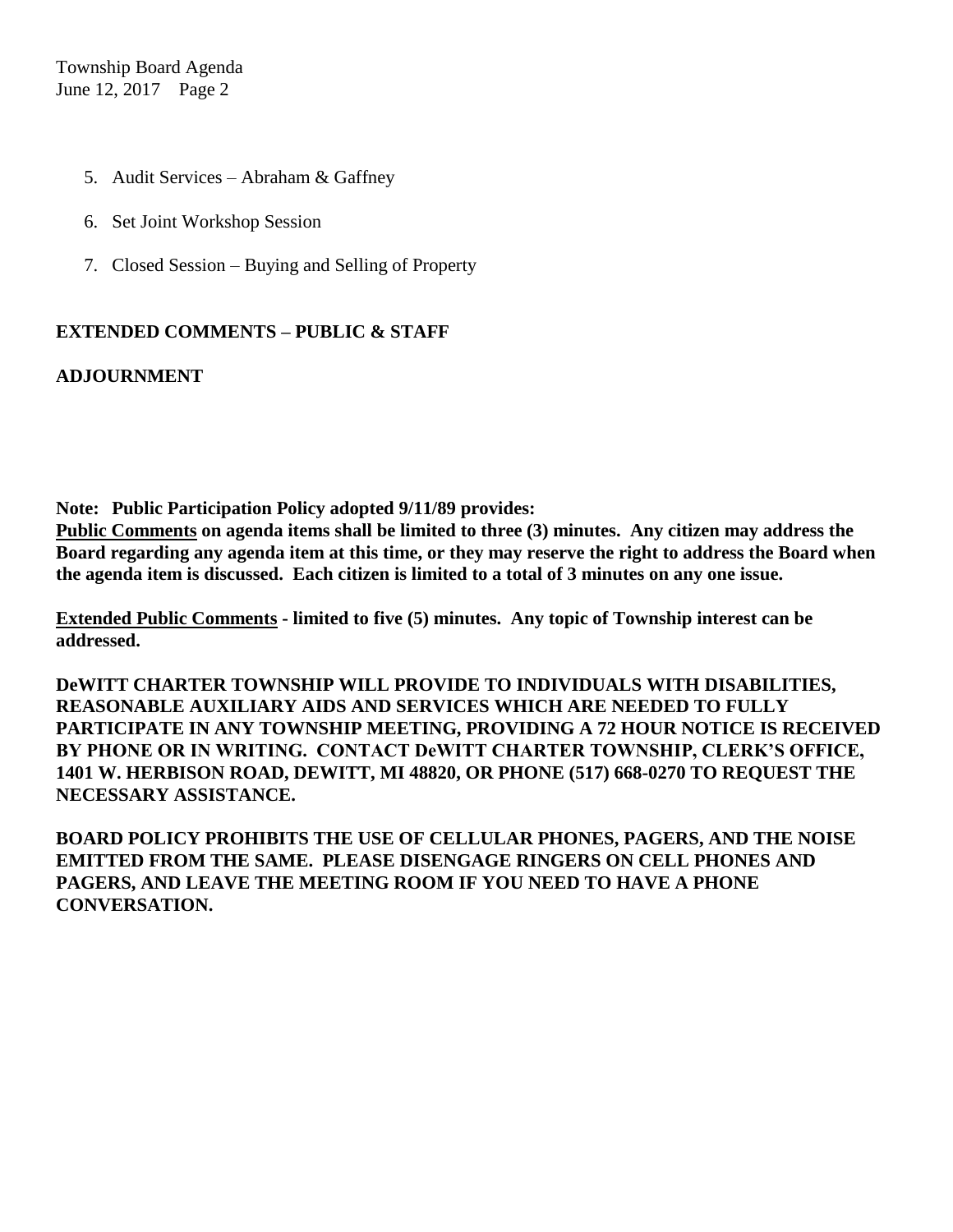5. Audit Services – Abraham & Gaffney

6. Set Joint Workshop Session

7. Closed Session – Buying and Selling of Property

**EXTENDED COMMENTS – PUBLIC & STAFF**

**ADJOURNMENT**

**Note: Public Participation Policy adopted 9/11/89 provides:**
**<u>Public Comments</u> on agenda items shall be limited to three (3) minutes. Any citizen may address the Board regarding any agenda item at this time, or they may reserve the right to address the Board when the agenda item is discussed. Each citizen is limited to a total of 3 minutes on any one issue.**

**<u>Extended Public Comments</u> - limited to five (5) minutes. Any topic of Township interest can be addressed.**

**DeWITT CHARTER TOWNSHIP WILL PROVIDE TO INDIVIDUALS WITH DISABILITIES, REASONABLE AUXILIARY AIDS AND SERVICES WHICH ARE NEEDED TO FULLY PARTICIPATE IN ANY TOWNSHIP MEETING, PROVIDING A 72 HOUR NOTICE IS RECEIVED BY PHONE OR IN WRITING. CONTACT DeWITT CHARTER TOWNSHIP, CLERK'S OFFICE, 1401 W. HERBISON ROAD, DEWITT, MI 48820, OR PHONE (517) 668-0270 TO REQUEST THE NECESSARY ASSISTANCE.**

**BOARD POLICY PROHIBITS THE USE OF CELLULAR PHONES, PAGERS, AND THE NOISE EMITTED FROM THE SAME. PLEASE DISENGAGE RINGERS ON CELL PHONES AND PAGERS, AND LEAVE THE MEETING ROOM IF YOU NEED TO HAVE A PHONE CONVERSATION.**